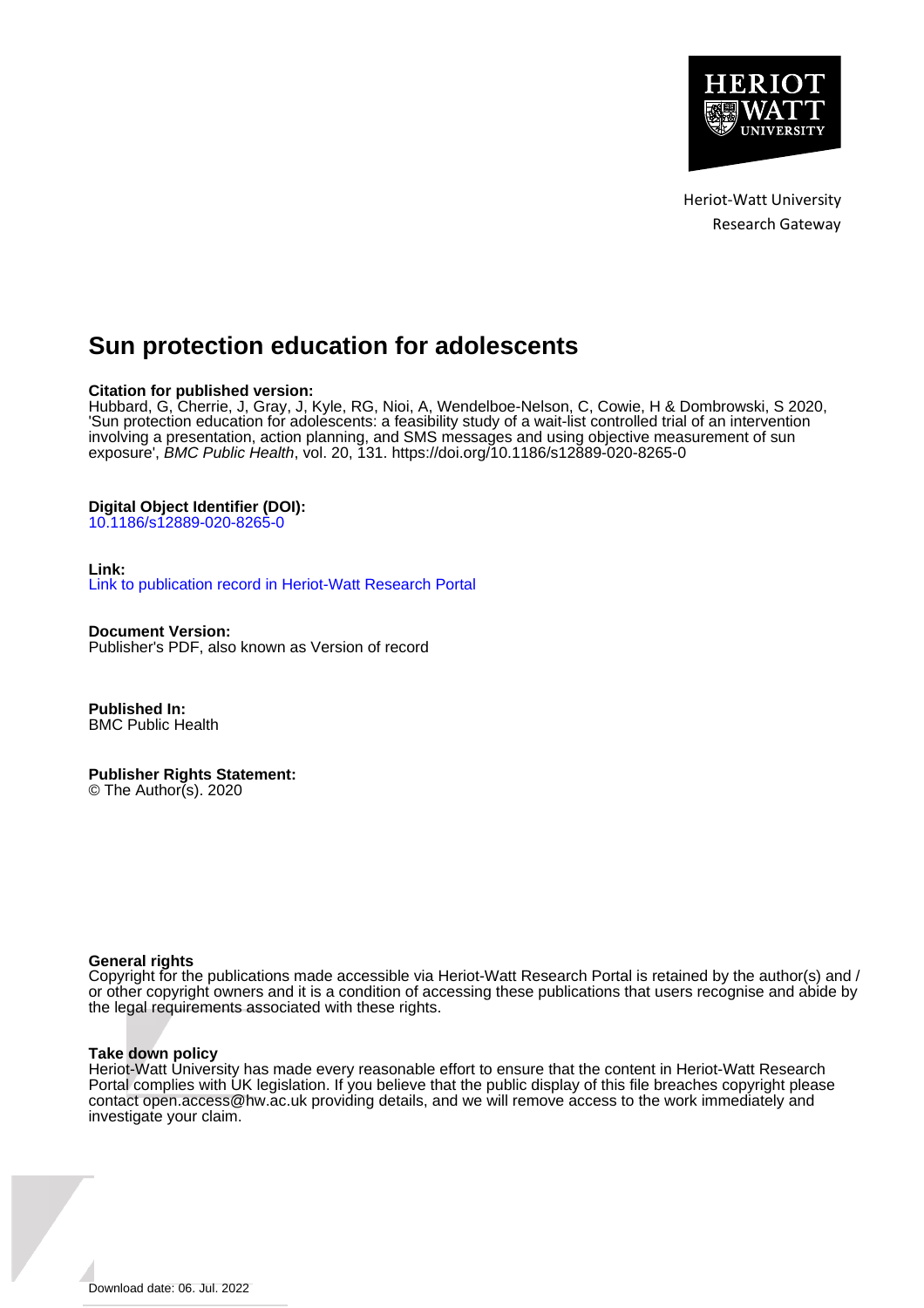Heriot-Watt University
Research Gateway

# Sun protection education for adolescents

**Citation for published version:**
Hubbard, G, Cherrie, J, Gray, J, Kyle, RG, Nioi, A, Wendelboe-Nelson, C, Cowie, H & Dombrowski, S 2020, 'Sun protection education for adolescents: a feasibility study of a wait-list controlled trial of an intervention involving a presentation, action planning, and SMS messages and using objective measurement of sun exposure', *BMC Public Health*, vol. 20, 131. https://doi.org/10.1186/s12889-020-8265-0

**Digital Object Identifier (DOI):**
10.1186/s12889-020-8265-0

**Link:**
Link to publication record in Heriot-Watt Research Portal

**Document Version:**
Publisher's PDF, also known as Version of record

**Published In:**
BMC Public Health

**Publisher Rights Statement:**
© The Author(s). 2020

**General rights**
Copyright for the publications made accessible via Heriot-Watt Research Portal is retained by the author(s) and / or other copyright owners and it is a condition of accessing these publications that users recognise and abide by the legal requirements associated with these rights.

**Take down policy**
Heriot-Watt University has made every reasonable effort to ensure that the content in Heriot-Watt Research Portal complies with UK legislation. If you believe that the public display of this file breaches copyright please contact open.access@hw.ac.uk providing details, and we will remove access to the work immediately and investigate your claim.

Download date: 06. Jul. 2022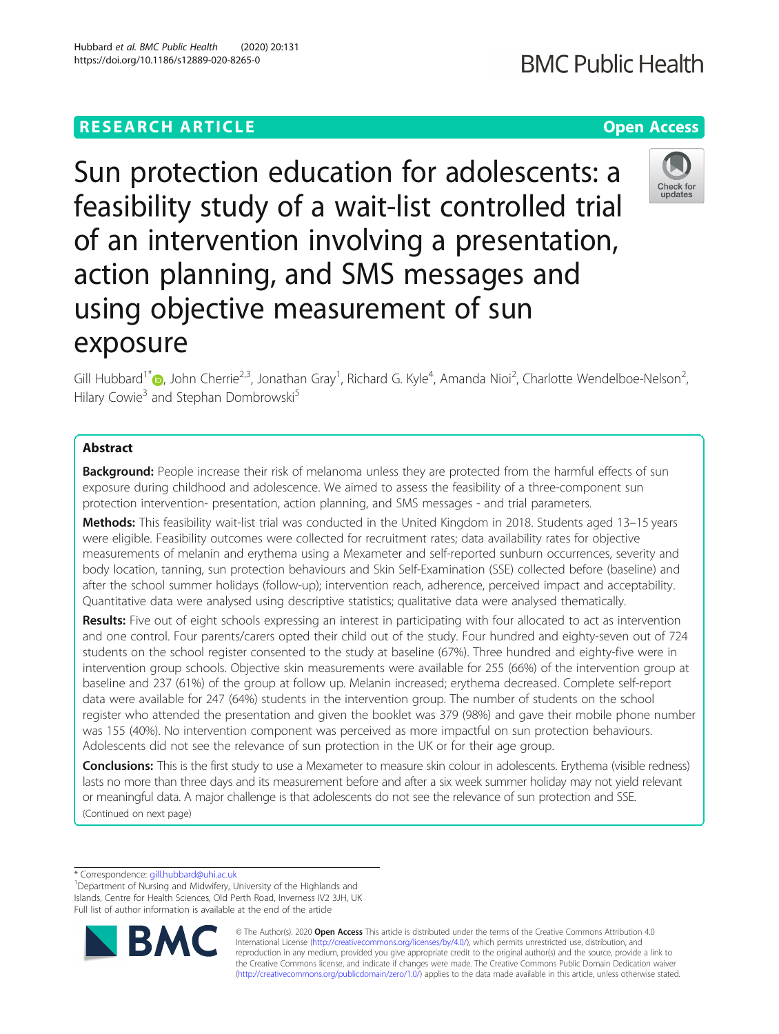# Sun protection education for adolescents: a feasibility study of a wait-list controlled trial of an intervention involving a presentation, action planning, and SMS messages and using objective measurement of sun exposure

Gill Hubbard[1*], John Cherrie[2,3], Jonathan Gray[1], Richard G. Kyle[4], Amanda Nioi[2], Charlotte Wendelboe-Nelson[2], Hilary Cowie[3] and Stephan Dombrowski[5]

## Abstract

**Background:** People increase their risk of melanoma unless they are protected from the harmful effects of sun exposure during childhood and adolescence. We aimed to assess the feasibility of a three-component sun protection intervention- presentation, action planning, and SMS messages - and trial parameters.

**Methods:** This feasibility wait-list trial was conducted in the United Kingdom in 2018. Students aged 13–15 years were eligible. Feasibility outcomes were collected for recruitment rates; data availability rates for objective measurements of melanin and erythema using a Mexameter and self-reported sunburn occurrences, severity and body location, tanning, sun protection behaviours and Skin Self-Examination (SSE) collected before (baseline) and after the school summer holidays (follow-up); intervention reach, adherence, perceived impact and acceptability. Quantitative data were analysed using descriptive statistics; qualitative data were analysed thematically.

**Results:** Five out of eight schools expressing an interest in participating with four allocated to act as intervention and one control. Four parents/carers opted their child out of the study. Four hundred and eighty-seven out of 724 students on the school register consented to the study at baseline (67%). Three hundred and eighty-five were in intervention group schools. Objective skin measurements were available for 255 (66%) of the intervention group at baseline and 237 (61%) of the group at follow up. Melanin increased; erythema decreased. Complete self-report data were available for 247 (64%) students in the intervention group. The number of students on the school register who attended the presentation and given the booklet was 379 (98%) and gave their mobile phone number was 155 (40%). No intervention component was perceived as more impactful on sun protection behaviours. Adolescents did not see the relevance of sun protection in the UK or for their age group.

**Conclusions:** This is the first study to use a Mexameter to measure skin colour in adolescents. Erythema (visible redness) lasts no more than three days and its measurement before and after a six week summer holiday may not yield relevant or meaningful data. A major challenge is that adolescents do not see the relevance of sun protection and SSE.

(Continued on next page)

\* Correspondence: gill.hubbard@uhi.ac.uk

[1]Department of Nursing and Midwifery, University of the Highlands and Islands, Centre for Health Sciences, Old Perth Road, Inverness IV2 3JH, UK

Full list of author information is available at the end of the article

© The Author(s). 2020 **Open Access** This article is distributed under the terms of the Creative Commons Attribution 4.0 International License (http://creativecommons.org/licenses/by/4.0/), which permits unrestricted use, distribution, and reproduction in any medium, provided you give appropriate credit to the original author(s) and the source, provide a link to the Creative Commons license, and indicate if changes were made. The Creative Commons Public Domain Dedication waiver (http://creativecommons.org/publicdomain/zero/1.0/) applies to the data made available in this article, unless otherwise stated.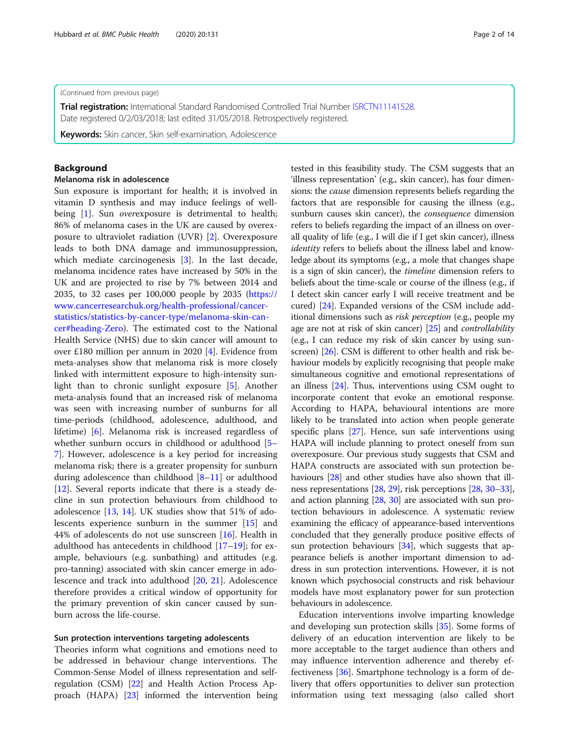(Continued from previous page)

**Trial registration:** International Standard Randomised Controlled Trial Number ISRCTN11141528. Date registered 0/2/03/2018; last edited 31/05/2018. Retrospectively registered.

**Keywords:** Skin cancer, Skin self-examination, Adolescence

## Background

### Melanoma risk in adolescence

Sun exposure is important for health; it is involved in vitamin D synthesis and may induce feelings of well-being [1]. Sun *over*exposure is detrimental to health; 86% of melanoma cases in the UK are caused by overexposure to ultraviolet radiation (UVR) [2]. Overexposure leads to both DNA damage and immunosuppression, which mediate carcinogenesis [3]. In the last decade, melanoma incidence rates have increased by 50% in the UK and are projected to rise by 7% between 2014 and 2035, to 32 cases per 100,000 people by 2035 (https://www.cancerresearchuk.org/health-professional/cancer-statistics/statistics-by-cancer-type/melanoma-skin-cancer#heading-Zero). The estimated cost to the National Health Service (NHS) due to skin cancer will amount to over £180 million per annum in 2020 [4]. Evidence from meta-analyses show that melanoma risk is more closely linked with intermittent exposure to high-intensity sunlight than to chronic sunlight exposure [5]. Another meta-analysis found that an increased risk of melanoma was seen with increasing number of sunburns for all time-periods (childhood, adolescence, adulthood, and lifetime) [6]. Melanoma risk is increased regardless of whether sunburn occurs in childhood or adulthood [5–7]. However, adolescence is a key period for increasing melanoma risk; there is a greater propensity for sunburn during adolescence than childhood [8–11] or adulthood [12]. Several reports indicate that there is a steady decline in sun protection behaviours from childhood to adolescence [13, 14]. UK studies show that 51% of adolescents experience sunburn in the summer [15] and 44% of adolescents do not use sunscreen [16]. Health in adulthood has antecedents in childhood [17–19]; for example, behaviours (e.g. sunbathing) and attitudes (e.g. pro-tanning) associated with skin cancer emerge in adolescence and track into adulthood [20, 21]. Adolescence therefore provides a critical window of opportunity for the primary prevention of skin cancer caused by sunburn across the life-course.

### Sun protection interventions targeting adolescents

Theories inform what cognitions and emotions need to be addressed in behaviour change interventions. The Common-Sense Model of illness representation and self-regulation (CSM) [22] and Health Action Process Approach (HAPA) [23] informed the intervention being tested in this feasibility study. The CSM suggests that an 'illness representation' (e.g., skin cancer), has four dimensions: the *cause* dimension represents beliefs regarding the factors that are responsible for causing the illness (e.g., sunburn causes skin cancer), the *consequence* dimension refers to beliefs regarding the impact of an illness on overall quality of life (e.g., I will die if I get skin cancer), illness *identity* refers to beliefs about the illness label and knowledge about its symptoms (e.g., a mole that changes shape is a sign of skin cancer), the *timeline* dimension refers to beliefs about the time-scale or course of the illness (e.g., if I detect skin cancer early I will receive treatment and be cured) [24]. Expanded versions of the CSM include additional dimensions such as *risk perception* (e.g., people my age are not at risk of skin cancer) [25] and *controllability* (e.g., I can reduce my risk of skin cancer by using sunscreen) [26]. CSM is different to other health and risk behaviour models by explicitly recognising that people make simultaneous cognitive and emotional representations of an illness [24]. Thus, interventions using CSM ought to incorporate content that evoke an emotional response. According to HAPA, behavioural intentions are more likely to be translated into action when people generate specific plans [27]. Hence, sun safe interventions using HAPA will include planning to protect oneself from sun overexposure. Our previous study suggests that CSM and HAPA constructs are associated with sun protection behaviours [28] and other studies have also shown that illness representations [28, 29], risk perceptions [28, 30–33], and action planning [28, 30] are associated with sun protection behaviours in adolescence. A systematic review examining the efficacy of appearance-based interventions concluded that they generally produce positive effects of sun protection behaviours [34], which suggests that appearance beliefs is another important dimension to address in sun protection interventions. However, it is not known which psychosocial constructs and risk behaviour models have most explanatory power for sun protection behaviours in adolescence.

Education interventions involve imparting knowledge and developing sun protection skills [35]. Some forms of delivery of an education intervention are likely to be more acceptable to the target audience than others and may influence intervention adherence and thereby effectiveness [36]. Smartphone technology is a form of delivery that offers opportunities to deliver sun protection information using text messaging (also called short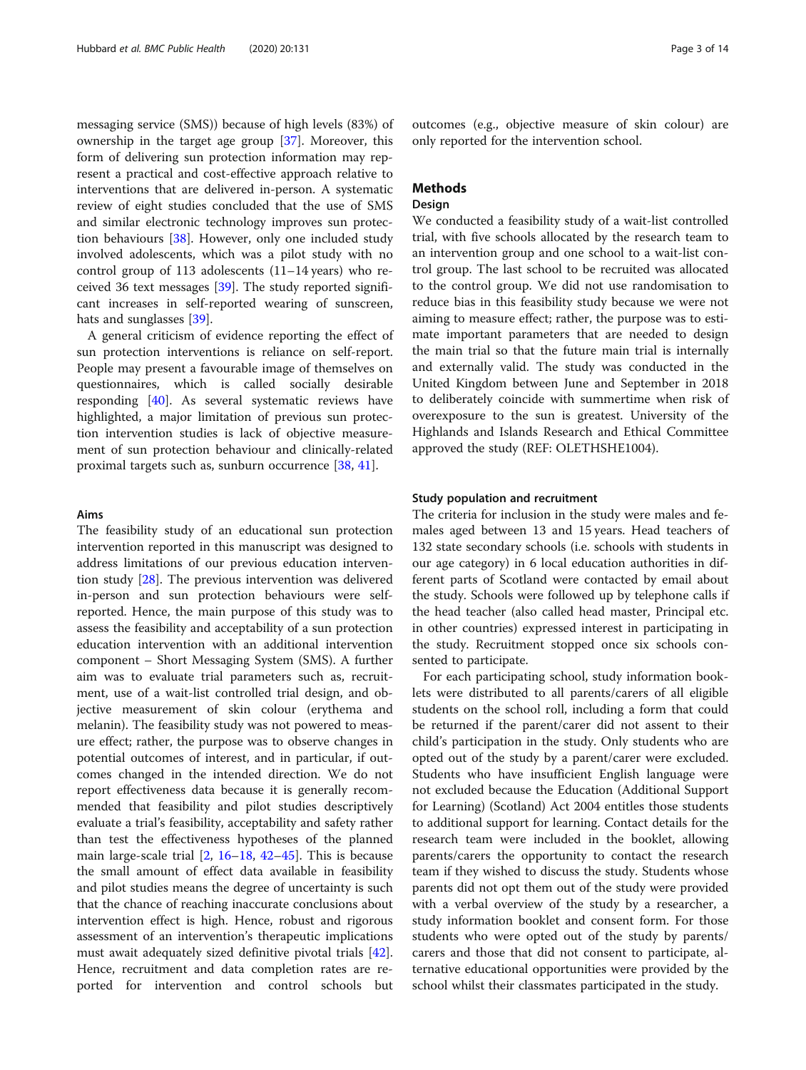messaging service (SMS)) because of high levels (83%) of ownership in the target age group [37]. Moreover, this form of delivering sun protection information may represent a practical and cost-effective approach relative to interventions that are delivered in-person. A systematic review of eight studies concluded that the use of SMS and similar electronic technology improves sun protection behaviours [38]. However, only one included study involved adolescents, which was a pilot study with no control group of 113 adolescents (11–14 years) who received 36 text messages [39]. The study reported significant increases in self-reported wearing of sunscreen, hats and sunglasses [39].

A general criticism of evidence reporting the effect of sun protection interventions is reliance on self-report. People may present a favourable image of themselves on questionnaires, which is called socially desirable responding [40]. As several systematic reviews have highlighted, a major limitation of previous sun protection intervention studies is lack of objective measurement of sun protection behaviour and clinically-related proximal targets such as, sunburn occurrence [38, 41].

### Aims

The feasibility study of an educational sun protection intervention reported in this manuscript was designed to address limitations of our previous education intervention study [28]. The previous intervention was delivered in-person and sun protection behaviours were self-reported. Hence, the main purpose of this study was to assess the feasibility and acceptability of a sun protection education intervention with an additional intervention component – Short Messaging System (SMS). A further aim was to evaluate trial parameters such as, recruitment, use of a wait-list controlled trial design, and objective measurement of skin colour (erythema and melanin). The feasibility study was not powered to measure effect; rather, the purpose was to observe changes in potential outcomes of interest, and in particular, if outcomes changed in the intended direction. We do not report effectiveness data because it is generally recommended that feasibility and pilot studies descriptively evaluate a trial's feasibility, acceptability and safety rather than test the effectiveness hypotheses of the planned main large-scale trial [2, 16–18, 42–45]. This is because the small amount of effect data available in feasibility and pilot studies means the degree of uncertainty is such that the chance of reaching inaccurate conclusions about intervention effect is high. Hence, robust and rigorous assessment of an intervention's therapeutic implications must await adequately sized definitive pivotal trials [42]. Hence, recruitment and data completion rates are reported for intervention and control schools but outcomes (e.g., objective measure of skin colour) are only reported for the intervention school.

## Methods

### Design

We conducted a feasibility study of a wait-list controlled trial, with five schools allocated by the research team to an intervention group and one school to a wait-list control group. The last school to be recruited was allocated to the control group. We did not use randomisation to reduce bias in this feasibility study because we were not aiming to measure effect; rather, the purpose was to estimate important parameters that are needed to design the main trial so that the future main trial is internally and externally valid. The study was conducted in the United Kingdom between June and September in 2018 to deliberately coincide with summertime when risk of overexposure to the sun is greatest. University of the Highlands and Islands Research and Ethical Committee approved the study (REF: OLETHSHE1004).

### Study population and recruitment

The criteria for inclusion in the study were males and females aged between 13 and 15 years. Head teachers of 132 state secondary schools (i.e. schools with students in our age category) in 6 local education authorities in different parts of Scotland were contacted by email about the study. Schools were followed up by telephone calls if the head teacher (also called head master, Principal etc. in other countries) expressed interest in participating in the study. Recruitment stopped once six schools consented to participate.

For each participating school, study information booklets were distributed to all parents/carers of all eligible students on the school roll, including a form that could be returned if the parent/carer did not assent to their child's participation in the study. Only students who are opted out of the study by a parent/carer were excluded. Students who have insufficient English language were not excluded because the Education (Additional Support for Learning) (Scotland) Act 2004 entitles those students to additional support for learning. Contact details for the research team were included in the booklet, allowing parents/carers the opportunity to contact the research team if they wished to discuss the study. Students whose parents did not opt them out of the study were provided with a verbal overview of the study by a researcher, a study information booklet and consent form. For those students who were opted out of the study by parents/carers and those that did not consent to participate, alternative educational opportunities were provided by the school whilst their classmates participated in the study.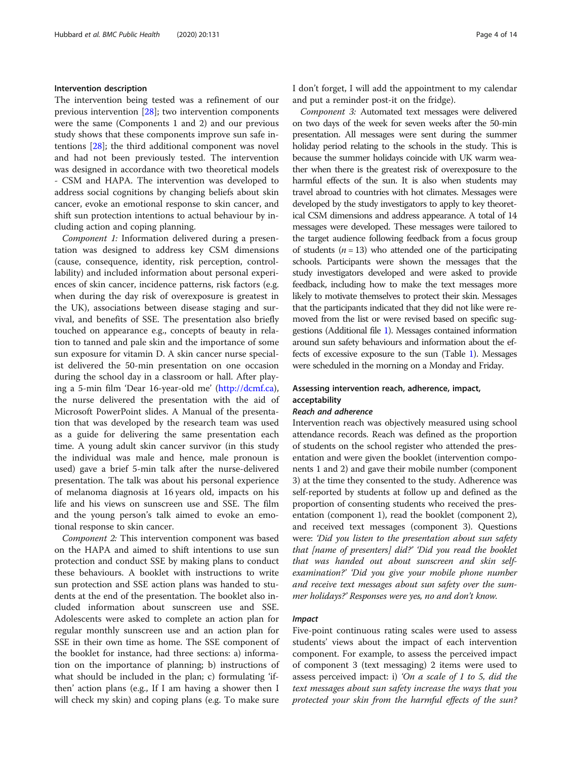#### Intervention description

The intervention being tested was a refinement of our previous intervention [28]; two intervention components were the same (Components 1 and 2) and our previous study shows that these components improve sun safe intentions [28]; the third additional component was novel and had not been previously tested. The intervention was designed in accordance with two theoretical models - CSM and HAPA. The intervention was developed to address social cognitions by changing beliefs about skin cancer, evoke an emotional response to skin cancer, and shift sun protection intentions to actual behaviour by including action and coping planning.

*Component 1:* Information delivered during a presentation was designed to address key CSM dimensions (cause, consequence, identity, risk perception, controllability) and included information about personal experiences of skin cancer, incidence patterns, risk factors (e.g. when during the day risk of overexposure is greatest in the UK), associations between disease staging and survival, and benefits of SSE. The presentation also briefly touched on appearance e.g., concepts of beauty in relation to tanned and pale skin and the importance of some sun exposure for vitamin D. A skin cancer nurse specialist delivered the 50-min presentation on one occasion during the school day in a classroom or hall. After playing a 5-min film 'Dear 16-year-old me' (http://dcmf.ca), the nurse delivered the presentation with the aid of Microsoft PowerPoint slides. A Manual of the presentation that was developed by the research team was used as a guide for delivering the same presentation each time. A young adult skin cancer survivor (in this study the individual was male and hence, male pronoun is used) gave a brief 5-min talk after the nurse-delivered presentation. The talk was about his personal experience of melanoma diagnosis at 16 years old, impacts on his life and his views on sunscreen use and SSE. The film and the young person's talk aimed to evoke an emotional response to skin cancer.

*Component 2:* This intervention component was based on the HAPA and aimed to shift intentions to use sun protection and conduct SSE by making plans to conduct these behaviours. A booklet with instructions to write sun protection and SSE action plans was handed to students at the end of the presentation. The booklet also included information about sunscreen use and SSE. Adolescents were asked to complete an action plan for regular monthly sunscreen use and an action plan for SSE in their own time as home. The SSE component of the booklet for instance, had three sections: a) information on the importance of planning; b) instructions of what should be included in the plan; c) formulating 'if-then' action plans (e.g., If I am having a shower then I will check my skin) and coping plans (e.g. To make sure I don't forget, I will add the appointment to my calendar and put a reminder post-it on the fridge).

*Component 3:* Automated text messages were delivered on two days of the week for seven weeks after the 50-min presentation. All messages were sent during the summer holiday period relating to the schools in the study. This is because the summer holidays coincide with UK warm weather when there is the greatest risk of overexposure to the harmful effects of the sun. It is also when students may travel abroad to countries with hot climates. Messages were developed by the study investigators to apply to key theoretical CSM dimensions and address appearance. A total of 14 messages were developed. These messages were tailored to the target audience following feedback from a focus group of students ($n = 13$) who attended one of the participating schools. Participants were shown the messages that the study investigators developed and were asked to provide feedback, including how to make the text messages more likely to motivate themselves to protect their skin. Messages that the participants indicated that they did not like were removed from the list or were revised based on specific suggestions (Additional file 1). Messages contained information around sun safety behaviours and information about the effects of excessive exposure to the sun (Table 1). Messages were scheduled in the morning on a Monday and Friday.

#### Assessing intervention reach, adherence, impact, acceptability

##### Reach and adherence

Intervention reach was objectively measured using school attendance records. Reach was defined as the proportion of students on the school register who attended the presentation and were given the booklet (intervention components 1 and 2) and gave their mobile number (component 3) at the time they consented to the study. Adherence was self-reported by students at follow up and defined as the proportion of consenting students who received the presentation (component 1), read the booklet (component 2), and received text messages (component 3). Questions were: *'Did you listen to the presentation about sun safety that [name of presenters] did?' 'Did you read the booklet that was handed out about sunscreen and skin self-examination?' 'Did you give your mobile phone number and receive text messages about sun safety over the summer holidays?' Responses were yes, no and don't know.*

##### Impact

Five-point continuous rating scales were used to assess students' views about the impact of each intervention component. For example, to assess the perceived impact of component 3 (text messaging) 2 items were used to assess perceived impact: i) *'On a scale of 1 to 5, did the text messages about sun safety increase the ways that you protected your skin from the harmful effects of the sun?*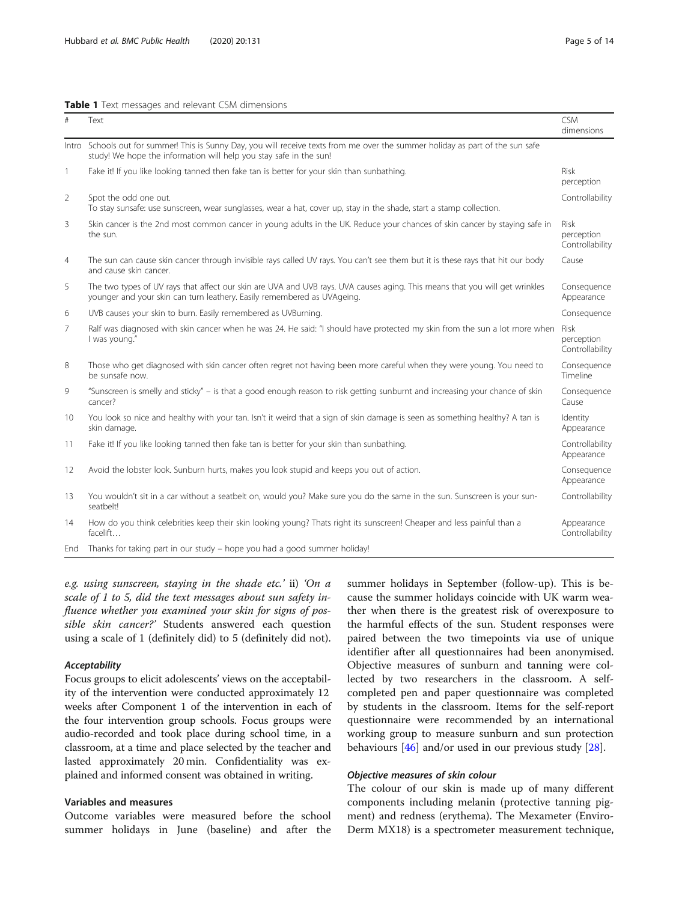**Table 1** Text messages and relevant CSM dimensions

| # | Text | CSM dimensions |
| --- | --- | --- |
| Intro | Schools out for summer! This is Sunny Day, you will receive texts from me over the summer holiday as part of the sun safe study! We hope the information will help you stay safe in the sun! | |
| 1 | Fake it! If you like looking tanned then fake tan is better for your skin than sunbathing. | Risk perception |
| 2 | Spot the odd one out.<br>To stay sunsafe: use sunscreen, wear sunglasses, wear a hat, cover up, stay in the shade, start a stamp collection. | Controllability |
| 3 | Skin cancer is the 2nd most common cancer in young adults in the UK. Reduce your chances of skin cancer by staying safe in the sun. | Risk perception Controllability |
| 4 | The sun can cause skin cancer through invisible rays called UV rays. You can't see them but it is these rays that hit our body and cause skin cancer. | Cause |
| 5 | The two types of UV rays that affect our skin are UVA and UVB rays. UVA causes aging. This means that you will get wrinkles younger and your skin can turn leathery. Easily remembered as UVAgeing. | Consequence Appearance |
| 6 | UVB causes your skin to burn. Easily remembered as UVBurning. | Consequence |
| 7 | Ralf was diagnosed with skin cancer when he was 24. He said: "I should have protected my skin from the sun a lot more when I was young." | Risk perception Controllability |
| 8 | Those who get diagnosed with skin cancer often regret not having been more careful when they were young. You need to be sunsafe now. | Consequence Timeline |
| 9 | "Sunscreen is smelly and sticky" – is that a good enough reason to risk getting sunburnt and increasing your chance of skin cancer? | Consequence Cause |
| 10 | You look so nice and healthy with your tan. Isn't it weird that a sign of skin damage is seen as something healthy? A tan is skin damage. | Identity Appearance |
| 11 | Fake it! If you like looking tanned then fake tan is better for your skin than sunbathing. | Controllability Appearance |
| 12 | Avoid the lobster look. Sunburn hurts, makes you look stupid and keeps you out of action. | Consequence Appearance |
| 13 | You wouldn't sit in a car without a seatbelt on, would you? Make sure you do the same in the sun. Sunscreen is your sun-seatbelt! | Controllability |
| 14 | How do you think celebrities keep their skin looking young? Thats right its sunscreen! Cheaper and less painful than a facelift… | Appearance Controllability |
| End | Thanks for taking part in our study – hope you had a good summer holiday! | |

*e.g. using sunscreen, staying in the shade etc.'* ii) *'On a scale of 1 to 5, did the text messages about sun safety influence whether you examined your skin for signs of possible skin cancer?'* Students answered each question using a scale of 1 (definitely did) to 5 (definitely did not).

#### Acceptability

Focus groups to elicit adolescents' views on the acceptability of the intervention were conducted approximately 12 weeks after Component 1 of the intervention in each of the four intervention group schools. Focus groups were audio-recorded and took place during school time, in a classroom, at a time and place selected by the teacher and lasted approximately 20 min. Confidentiality was explained and informed consent was obtained in writing.

### Variables and measures

Outcome variables were measured before the school summer holidays in June (baseline) and after the summer holidays in September (follow-up). This is because the summer holidays coincide with UK warm weather when there is the greatest risk of overexposure to the harmful effects of the sun. Student responses were paired between the two timepoints via use of unique identifier after all questionnaires had been anonymised. Objective measures of sunburn and tanning were collected by two researchers in the classroom. A self-completed pen and paper questionnaire was completed by students in the classroom. Items for the self-report questionnaire were recommended by an international working group to measure sunburn and sun protection behaviours [46] and/or used in our previous study [28].

#### Objective measures of skin colour

The colour of our skin is made up of many different components including melanin (protective tanning pigment) and redness (erythema). The Mexameter (Enviro-Derm MX18) is a spectrometer measurement technique,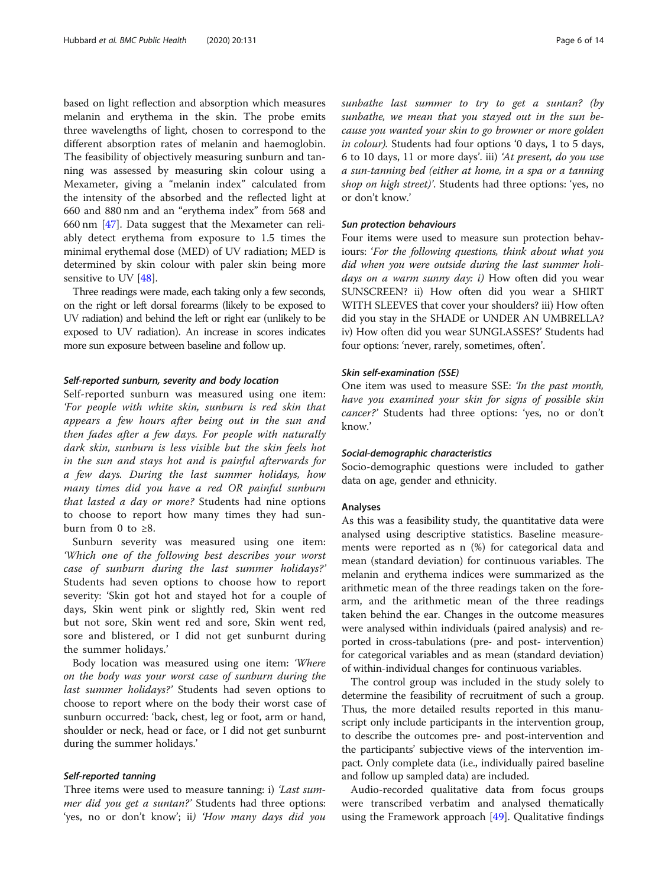based on light reflection and absorption which measures melanin and erythema in the skin. The probe emits three wavelengths of light, chosen to correspond to the different absorption rates of melanin and haemoglobin. The feasibility of objectively measuring sunburn and tanning was assessed by measuring skin colour using a Mexameter, giving a "melanin index" calculated from the intensity of the absorbed and the reflected light at 660 and 880 nm and an "erythema index" from 568 and 660 nm [47]. Data suggest that the Mexameter can reliably detect erythema from exposure to 1.5 times the minimal erythemal dose (MED) of UV radiation; MED is determined by skin colour with paler skin being more sensitive to UV [48].

Three readings were made, each taking only a few seconds, on the right or left dorsal forearms (likely to be exposed to UV radiation) and behind the left or right ear (unlikely to be exposed to UV radiation). An increase in scores indicates more sun exposure between baseline and follow up.

#### Self-reported sunburn, severity and body location

Self-reported sunburn was measured using one item: *'For people with white skin, sunburn is red skin that appears a few hours after being out in the sun and then fades after a few days. For people with naturally dark skin, sunburn is less visible but the skin feels hot in the sun and stays hot and is painful afterwards for a few days. During the last summer holidays, how many times did you have a red OR painful sunburn that lasted a day or more?* Students had nine options to choose to report how many times they had sunburn from 0 to ≥8.

Sunburn severity was measured using one item: *'Which one of the following best describes your worst case of sunburn during the last summer holidays?'* Students had seven options to choose how to report severity: 'Skin got hot and stayed hot for a couple of days, Skin went pink or slightly red, Skin went red but not sore, Skin went red and sore, Skin went red, sore and blistered, or I did not get sunburnt during the summer holidays.'

Body location was measured using one item: *'Where on the body was your worst case of sunburn during the last summer holidays?'* Students had seven options to choose to report where on the body their worst case of sunburn occurred: 'back, chest, leg or foot, arm or hand, shoulder or neck, head or face, or I did not get sunburnt during the summer holidays.'

#### Self-reported tanning

Three items were used to measure tanning: i) *'Last summer did you get a suntan?'* Students had three options: 'yes, no or don't know'; ii) *'How many days did you sunbathe last summer to try to get a suntan? (by sunbathe, we mean that you stayed out in the sun because you wanted your skin to go browner or more golden in colour).* Students had four options '0 days, 1 to 5 days, 6 to 10 days, 11 or more days'. iii) *'At present, do you use a sun-tanning bed (either at home, in a spa or a tanning shop on high street)'.* Students had three options: 'yes, no or don't know.'

#### Sun protection behaviours

Four items were used to measure sun protection behaviours: *'For the following questions, think about what you did when you were outside during the last summer holidays on a warm sunny day: i)* How often did you wear SUNSCREEN? ii) How often did you wear a SHIRT WITH SLEEVES that cover your shoulders? iii) How often did you stay in the SHADE or UNDER AN UMBRELLA? iv) How often did you wear SUNGLASSES?' Students had four options: 'never, rarely, sometimes, often'.

#### Skin self-examination (SSE)

One item was used to measure SSE: *'In the past month, have you examined your skin for signs of possible skin cancer?'* Students had three options: 'yes, no or don't know.'

#### Social-demographic characteristics

Socio-demographic questions were included to gather data on age, gender and ethnicity.

#### Analyses

As this was a feasibility study, the quantitative data were analysed using descriptive statistics. Baseline measurements were reported as n (%) for categorical data and mean (standard deviation) for continuous variables. The melanin and erythema indices were summarized as the arithmetic mean of the three readings taken on the forearm, and the arithmetic mean of the three readings taken behind the ear. Changes in the outcome measures were analysed within individuals (paired analysis) and reported in cross-tabulations (pre- and post- intervention) for categorical variables and as mean (standard deviation) of within-individual changes for continuous variables.

The control group was included in the study solely to determine the feasibility of recruitment of such a group. Thus, the more detailed results reported in this manuscript only include participants in the intervention group, to describe the outcomes pre- and post-intervention and the participants' subjective views of the intervention impact. Only complete data (i.e., individually paired baseline and follow up sampled data) are included.

Audio-recorded qualitative data from focus groups were transcribed verbatim and analysed thematically using the Framework approach [49]. Qualitative findings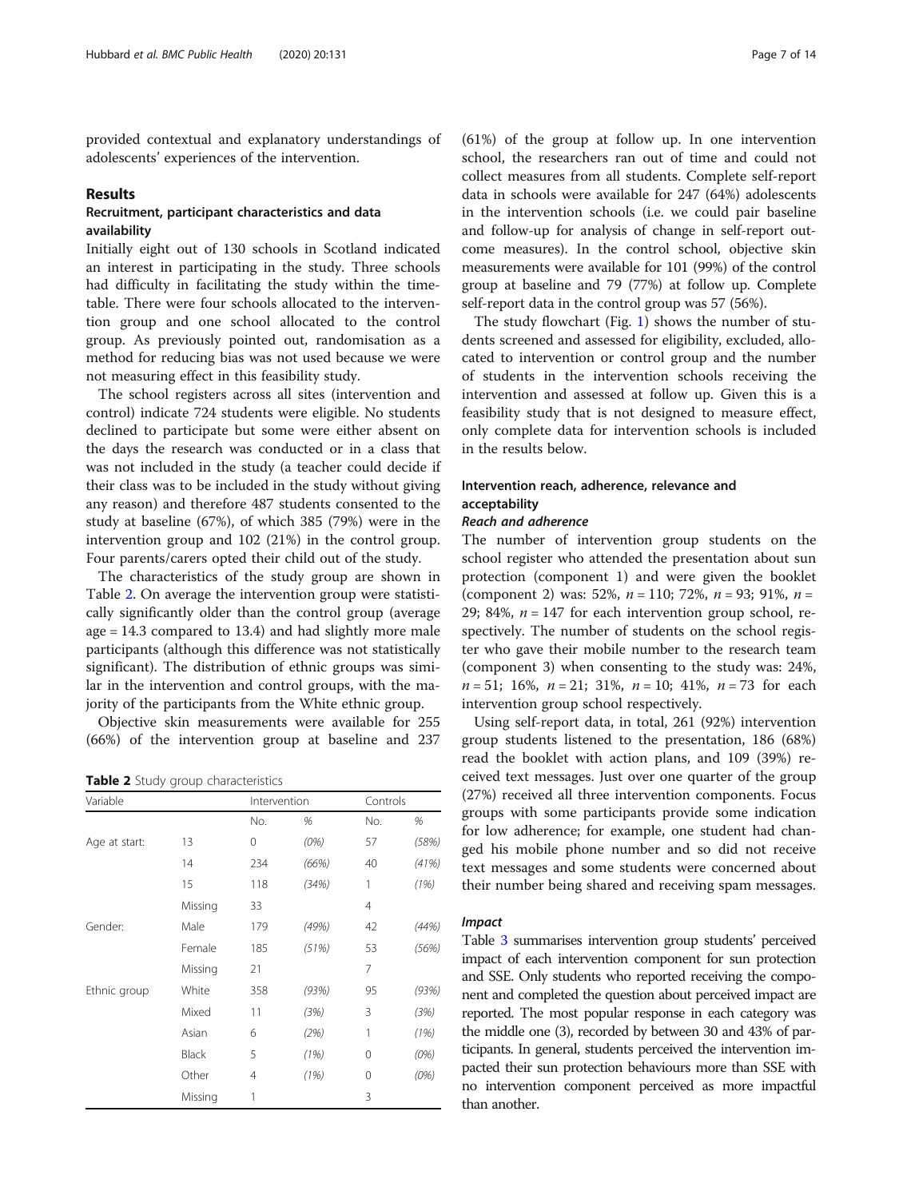provided contextual and explanatory understandings of adolescents' experiences of the intervention.

## Results

### Recruitment, participant characteristics and data availability

Initially eight out of 130 schools in Scotland indicated an interest in participating in the study. Three schools had difficulty in facilitating the study within the timetable. There were four schools allocated to the intervention group and one school allocated to the control group. As previously pointed out, randomisation as a method for reducing bias was not used because we were not measuring effect in this feasibility study.

The school registers across all sites (intervention and control) indicate 724 students were eligible. No students declined to participate but some were either absent on the days the research was conducted or in a class that was not included in the study (a teacher could decide if their class was to be included in the study without giving any reason) and therefore 487 students consented to the study at baseline (67%), of which 385 (79%) were in the intervention group and 102 (21%) in the control group. Four parents/carers opted their child out of the study.

The characteristics of the study group are shown in Table 2. On average the intervention group were statistically significantly older than the control group (average age = 14.3 compared to 13.4) and had slightly more male participants (although this difference was not statistically significant). The distribution of ethnic groups was similar in the intervention and control groups, with the majority of the participants from the White ethnic group.

Objective skin measurements were available for 255 (66%) of the intervention group at baseline and 237 (61%) of the group at follow up. In one intervention school, the researchers ran out of time and could not collect measures from all students. Complete self-report data in schools were available for 247 (64%) adolescents in the intervention schools (i.e. we could pair baseline and follow-up for analysis of change in self-report outcome measures). In the control school, objective skin measurements were available for 101 (99%) of the control group at baseline and 79 (77%) at follow up. Complete self-report data in the control group was 57 (56%).

**Table 2** Study group characteristics

| Variable | | Intervention | | Controls | |
|---|---|---|---|---|---|
| | | No. | % | No. | % |
| Age at start: | 13 | 0 | *(0%)* | 57 | *(58%)* |
| | 14 | 234 | *(66%)* | 40 | *(41%)* |
| | 15 | 118 | *(34%)* | 1 | *(1%)* |
| | Missing | 33 | | 4 | |
| Gender: | Male | 179 | *(49%)* | 42 | *(44%)* |
| | Female | 185 | *(51%)* | 53 | *(56%)* |
| | Missing | 21 | | 7 | |
| Ethnic group | White | 358 | *(93%)* | 95 | *(93%)* |
| | Mixed | 11 | *(3%)* | 3 | *(3%)* |
| | Asian | 6 | *(2%)* | 1 | *(1%)* |
| | Black | 5 | *(1%)* | 0 | *(0%)* |
| | Other | 4 | *(1%)* | 0 | *(0%)* |
| | Missing | 1 | | 3 | |

The study flowchart (Fig. 1) shows the number of students screened and assessed for eligibility, excluded, allocated to intervention or control group and the number of students in the intervention schools receiving the intervention and assessed at follow up. Given this is a feasibility study that is not designed to measure effect, only complete data for intervention schools is included in the results below.

### Intervention reach, adherence, relevance and acceptability

#### *Reach and adherence*

The number of intervention group students on the school register who attended the presentation about sun protection (component 1) and were given the booklet (component 2) was: 52%, $n = 110$; 72%, $n = 93$; 91%, $n = 29$; 84%, $n = 147$ for each intervention group school, respectively. The number of students on the school register who gave their mobile number to the research team (component 3) when consenting to the study was: 24%, $n = 51$; 16%, $n = 21$; 31%, $n = 10$; 41%, $n = 73$ for each intervention group school respectively.

Using self-report data, in total, 261 (92%) intervention group students listened to the presentation, 186 (68%) read the booklet with action plans, and 109 (39%) received text messages. Just over one quarter of the group (27%) received all three intervention components. Focus groups with some participants provide some indication for low adherence; for example, one student had changed his mobile phone number and so did not receive text messages and some students were concerned about their number being shared and receiving spam messages.

#### *Impact*

Table 3 summarises intervention group students' perceived impact of each intervention component for sun protection and SSE. Only students who reported receiving the component and completed the question about perceived impact are reported. The most popular response in each category was the middle one (3), recorded by between 30 and 43% of participants. In general, students perceived the intervention impacted their sun protection behaviours more than SSE with no intervention component perceived as more impactful than another.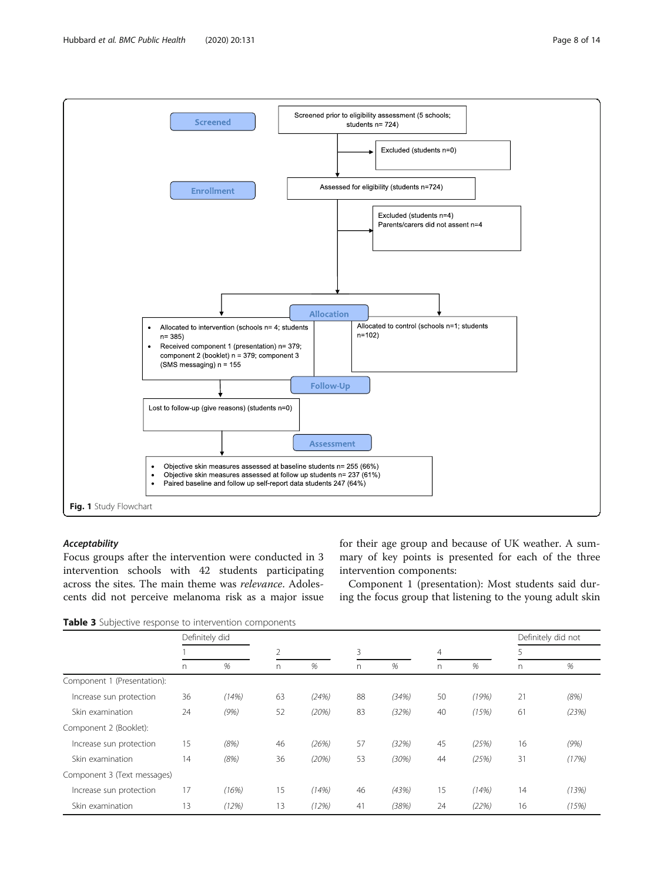Screened

Screened prior to eligibility assessment (5 schools; students n= 724)

Excluded (students n=0)

Enrollment

Assessed for eligibility (students n=724)

Excluded (students n=4)
Parents/carers did not assent n=4

Allocation

- Allocated to intervention (schools n= 4; students n= 385)
- Received component 1 (presentation) n= 379; component 2 (booklet) n = 379; component 3 (SMS messaging) n = 155

Allocated to control (schools n=1; students n=102)

Follow-Up

Lost to follow-up (give reasons) (students n=0)

Assessment

- Objective skin measures assessed at baseline students n= 255 (66%)
- Objective skin measures assessed at follow up students n= 237 (61%)
- Paired baseline and follow up self-report data students 247 (64%)

**Fig. 1** Study Flowchart

### *Acceptability*

Focus groups after the intervention were conducted in 3 intervention schools with 42 students participating across the sites. The main theme was *relevance*. Adolescents did not perceive melanoma risk as a major issue for their age group and because of UK weather. A summary of key points is presented for each of the three intervention components:

Component 1 (presentation): Most students said during the focus group that listening to the young adult skin

**Table 3** Subjective response to intervention components

| | Definitely did | | | | | | | | Definitely did not | |
|---|---|---|---|---|---|---|---|---|---|---|
| | 1 | | 2 | | 3 | | 4 | | 5 | |
| | n | % | n | % | n | % | n | % | n | % |
| Component 1 (Presentation): | | | | | | | | | | |
| Increase sun protection | 36 | *(14%)* | 63 | *(24%)* | 88 | *(34%)* | 50 | *(19%)* | 21 | *(8%)* |
| Skin examination | 24 | *(9%)* | 52 | *(20%)* | 83 | *(32%)* | 40 | *(15%)* | 61 | *(23%)* |
| Component 2 (Booklet): | | | | | | | | | | |
| Increase sun protection | 15 | *(8%)* | 46 | *(26%)* | 57 | *(32%)* | 45 | *(25%)* | 16 | *(9%)* |
| Skin examination | 14 | *(8%)* | 36 | *(20%)* | 53 | *(30%)* | 44 | *(25%)* | 31 | *(17%)* |
| Component 3 (Text messages) | | | | | | | | | | |
| Increase sun protection | 17 | *(16%)* | 15 | *(14%)* | 46 | *(43%)* | 15 | *(14%)* | 14 | *(13%)* |
| Skin examination | 13 | *(12%)* | 13 | *(12%)* | 41 | *(38%)* | 24 | *(22%)* | 16 | *(15%)* |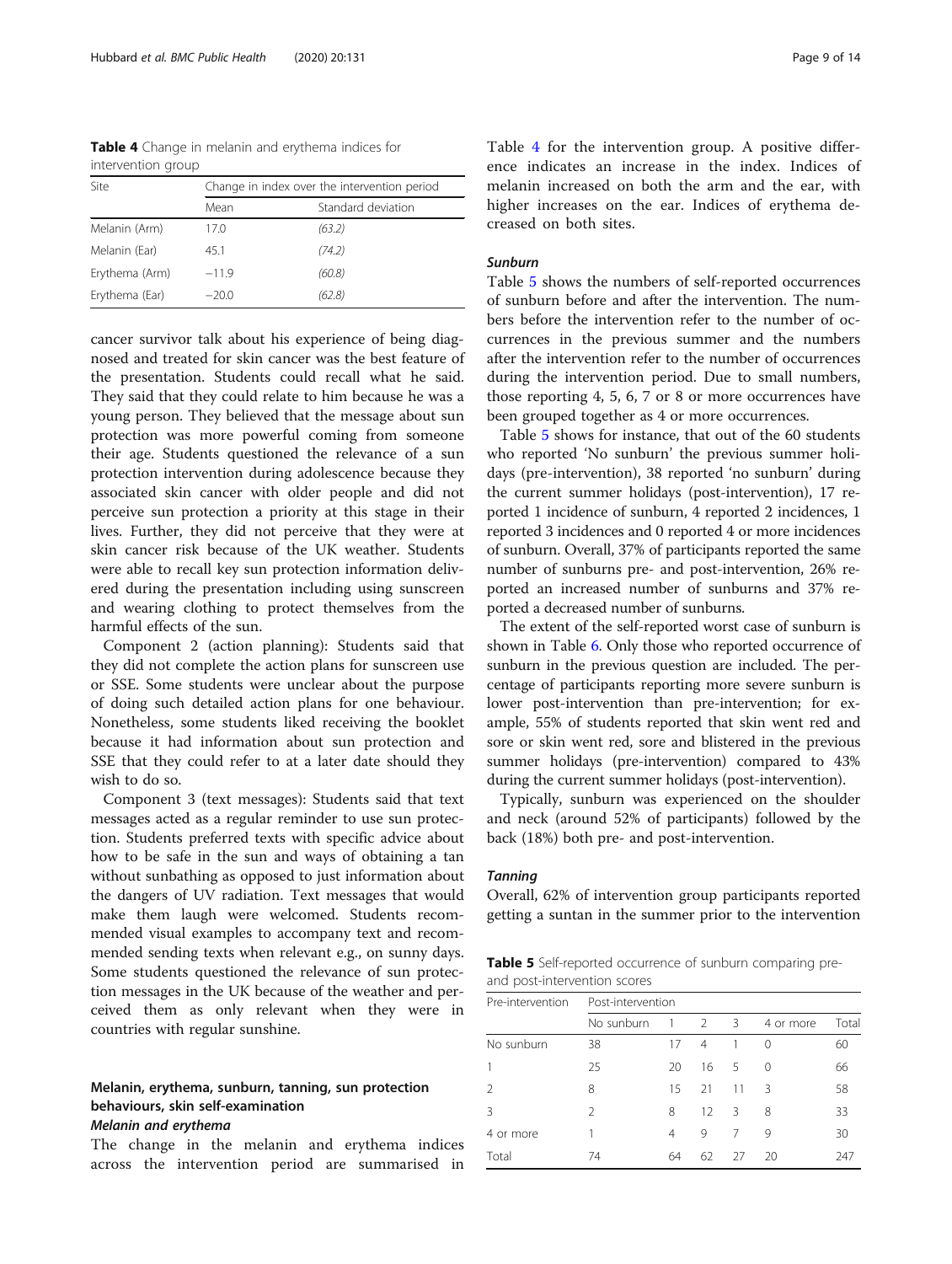**Table 4** Change in melanin and erythema indices for intervention group

| Site | Change in index over the intervention period | |
|---|---|---|
| | Mean | Standard deviation |
| Melanin (Arm) | 17.0 | *(63.2)* |
| Melanin (Ear) | 45.1 | *(74.2)* |
| Erythema (Arm) | −11.9 | *(60.8)* |
| Erythema (Ear) | −20.0 | *(62.8)* |

cancer survivor talk about his experience of being diagnosed and treated for skin cancer was the best feature of the presentation. Students could recall what he said. They said that they could relate to him because he was a young person. They believed that the message about sun protection was more powerful coming from someone their age. Students questioned the relevance of a sun protection intervention during adolescence because they associated skin cancer with older people and did not perceive sun protection a priority at this stage in their lives. Further, they did not perceive that they were at skin cancer risk because of the UK weather. Students were able to recall key sun protection information delivered during the presentation including using sunscreen and wearing clothing to protect themselves from the harmful effects of the sun.

Component 2 (action planning): Students said that they did not complete the action plans for sunscreen use or SSE. Some students were unclear about the purpose of doing such detailed action plans for one behaviour. Nonetheless, some students liked receiving the booklet because it had information about sun protection and SSE that they could refer to at a later date should they wish to do so.

Component 3 (text messages): Students said that text messages acted as a regular reminder to use sun protection. Students preferred texts with specific advice about how to be safe in the sun and ways of obtaining a tan without sunbathing as opposed to just information about the dangers of UV radiation. Text messages that would make them laugh were welcomed. Students recommended visual examples to accompany text and recommended sending texts when relevant e.g., on sunny days. Some students questioned the relevance of sun protection messages in the UK because of the weather and perceived them as only relevant when they were in countries with regular sunshine.

## Melanin, erythema, sunburn, tanning, sun protection behaviours, skin self-examination

### *Melanin and erythema*

The change in the melanin and erythema indices across the intervention period are summarised in Table 4 for the intervention group. A positive difference indicates an increase in the index. Indices of melanin increased on both the arm and the ear, with higher increases on the ear. Indices of erythema decreased on both sites.

### *Sunburn*

Table 5 shows the numbers of self-reported occurrences of sunburn before and after the intervention. The numbers before the intervention refer to the number of occurrences in the previous summer and the numbers after the intervention refer to the number of occurrences during the intervention period. Due to small numbers, those reporting 4, 5, 6, 7 or 8 or more occurrences have been grouped together as 4 or more occurrences.

Table 5 shows for instance, that out of the 60 students who reported 'No sunburn' the previous summer holidays (pre-intervention), 38 reported 'no sunburn' during the current summer holidays (post-intervention), 17 reported 1 incidence of sunburn, 4 reported 2 incidences, 1 reported 3 incidences and 0 reported 4 or more incidences of sunburn. Overall, 37% of participants reported the same number of sunburns pre- and post-intervention, 26% reported an increased number of sunburns and 37% reported a decreased number of sunburns.

The extent of the self-reported worst case of sunburn is shown in Table 6. Only those who reported occurrence of sunburn in the previous question are included. The percentage of participants reporting more severe sunburn is lower post-intervention than pre-intervention; for example, 55% of students reported that skin went red and sore or skin went red, sore and blistered in the previous summer holidays (pre-intervention) compared to 43% during the current summer holidays (post-intervention).

Typically, sunburn was experienced on the shoulder and neck (around 52% of participants) followed by the back (18%) both pre- and post-intervention.

### *Tanning*

Overall, 62% of intervention group participants reported getting a suntan in the summer prior to the intervention

**Table 5** Self-reported occurrence of sunburn comparing pre- and post-intervention scores

| Pre-intervention | Post-intervention | | | | | |
|---|---|---|---|---|---|---|
| | No sunburn | 1 | 2 | 3 | 4 or more | Total |
| No sunburn | 38 | 17 | 4 | 1 | 0 | 60 |
| 1 | 25 | 20 | 16 | 5 | 0 | 66 |
| 2 | 8 | 15 | 21 | 11 | 3 | 58 |
| 3 | 2 | 8 | 12 | 3 | 8 | 33 |
| 4 or more | 1 | 4 | 9 | 7 | 9 | 30 |
| Total | 74 | 64 | 62 | 27 | 20 | 247 |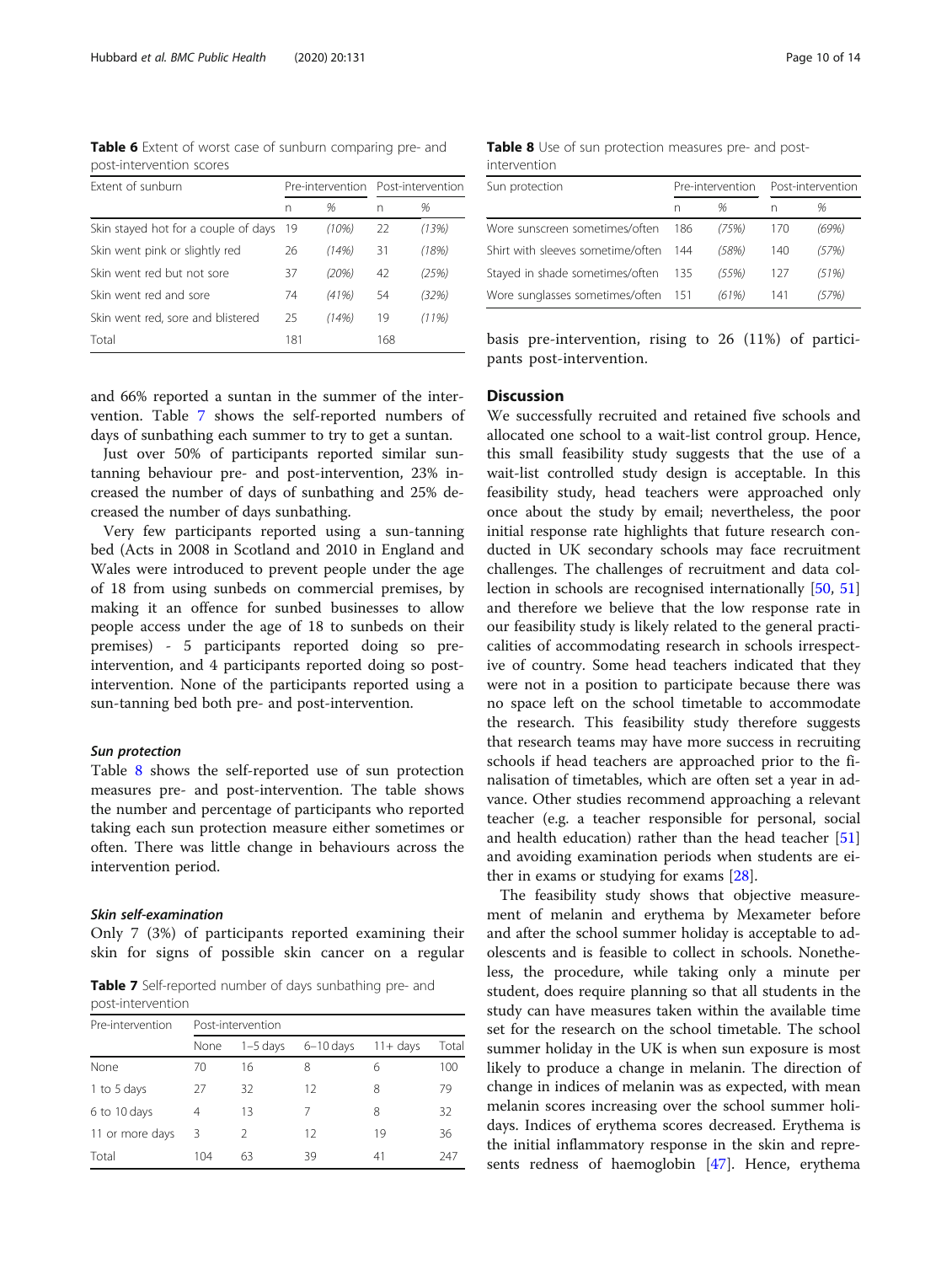**Table 6** Extent of worst case of sunburn comparing pre- and post-intervention scores

| Extent of sunburn | Pre-intervention | | Post-intervention | |
|---|---|---|---|---|
| | n | % | n | % |
| Skin stayed hot for a couple of days | 19 | *(10%)* | 22 | *(13%)* |
| Skin went pink or slightly red | 26 | *(14%)* | 31 | *(18%)* |
| Skin went red but not sore | 37 | *(20%)* | 42 | *(25%)* |
| Skin went red and sore | 74 | *(41%)* | 54 | *(32%)* |
| Skin went red, sore and blistered | 25 | *(14%)* | 19 | *(11%)* |
| Total | 181 | | 168 | |

and 66% reported a suntan in the summer of the intervention. Table 7 shows the self-reported numbers of days of sunbathing each summer to try to get a suntan.

Just over 50% of participants reported similar suntanning behaviour pre- and post-intervention, 23% increased the number of days of sunbathing and 25% decreased the number of days sunbathing.

Very few participants reported using a sun-tanning bed (Acts in 2008 in Scotland and 2010 in England and Wales were introduced to prevent people under the age of 18 from using sunbeds on commercial premises, by making it an offence for sunbed businesses to allow people access under the age of 18 to sunbeds on their premises) - 5 participants reported doing so pre-intervention, and 4 participants reported doing so post-intervention. None of the participants reported using a sun-tanning bed both pre- and post-intervention.

#### *Sun protection*

Table 8 shows the self-reported use of sun protection measures pre- and post-intervention. The table shows the number and percentage of participants who reported taking each sun protection measure either sometimes or often. There was little change in behaviours across the intervention period.

#### *Skin self-examination*

Only 7 (3%) of participants reported examining their skin for signs of possible skin cancer on a regular basis pre-intervention, rising to 26 (11%) of participants post-intervention.

**Table 7** Self-reported number of days sunbathing pre- and post-intervention

| Pre-intervention | Post-intervention | | | | |
|---|---|---|---|---|---|
| | None | 1–5 days | 6–10 days | 11+ days | Total |
| None | 70 | 16 | 8 | 6 | 100 |
| 1 to 5 days | 27 | 32 | 12 | 8 | 79 |
| 6 to 10 days | 4 | 13 | 7 | 8 | 32 |
| 11 or more days | 3 | 2 | 12 | 19 | 36 |
| Total | 104 | 63 | 39 | 41 | 247 |

**Table 8** Use of sun protection measures pre- and post-intervention

| Sun protection | Pre-intervention | | Post-intervention | |
|---|---|---|---|---|
| | n | % | n | % |
| Wore sunscreen sometimes/often | 186 | *(75%)* | 170 | *(69%)* |
| Shirt with sleeves sometime/often | 144 | *(58%)* | 140 | *(57%)* |
| Stayed in shade sometimes/often | 135 | *(55%)* | 127 | *(51%)* |
| Wore sunglasses sometimes/often | 151 | *(61%)* | 141 | *(57%)* |

## Discussion

We successfully recruited and retained five schools and allocated one school to a wait-list control group. Hence, this small feasibility study suggests that the use of a wait-list controlled study design is acceptable. In this feasibility study, head teachers were approached only once about the study by email; nevertheless, the poor initial response rate highlights that future research conducted in UK secondary schools may face recruitment challenges. The challenges of recruitment and data collection in schools are recognised internationally [50, 51] and therefore we believe that the low response rate in our feasibility study is likely related to the general practicalities of accommodating research in schools irrespective of country. Some head teachers indicated that they were not in a position to participate because there was no space left on the school timetable to accommodate the research. This feasibility study therefore suggests that research teams may have more success in recruiting schools if head teachers are approached prior to the finalisation of timetables, which are often set a year in advance. Other studies recommend approaching a relevant teacher (e.g. a teacher responsible for personal, social and health education) rather than the head teacher [51] and avoiding examination periods when students are either in exams or studying for exams [28].

The feasibility study shows that objective measurement of melanin and erythema by Mexameter before and after the school summer holiday is acceptable to adolescents and is feasible to collect in schools. Nonetheless, the procedure, while taking only a minute per student, does require planning so that all students in the study can have measures taken within the available time set for the research on the school timetable. The school summer holiday in the UK is when sun exposure is most likely to produce a change in melanin. The direction of change in indices of melanin was as expected, with mean melanin scores increasing over the school summer holidays. Indices of erythema scores decreased. Erythema is the initial inflammatory response in the skin and represents redness of haemoglobin [47]. Hence, erythema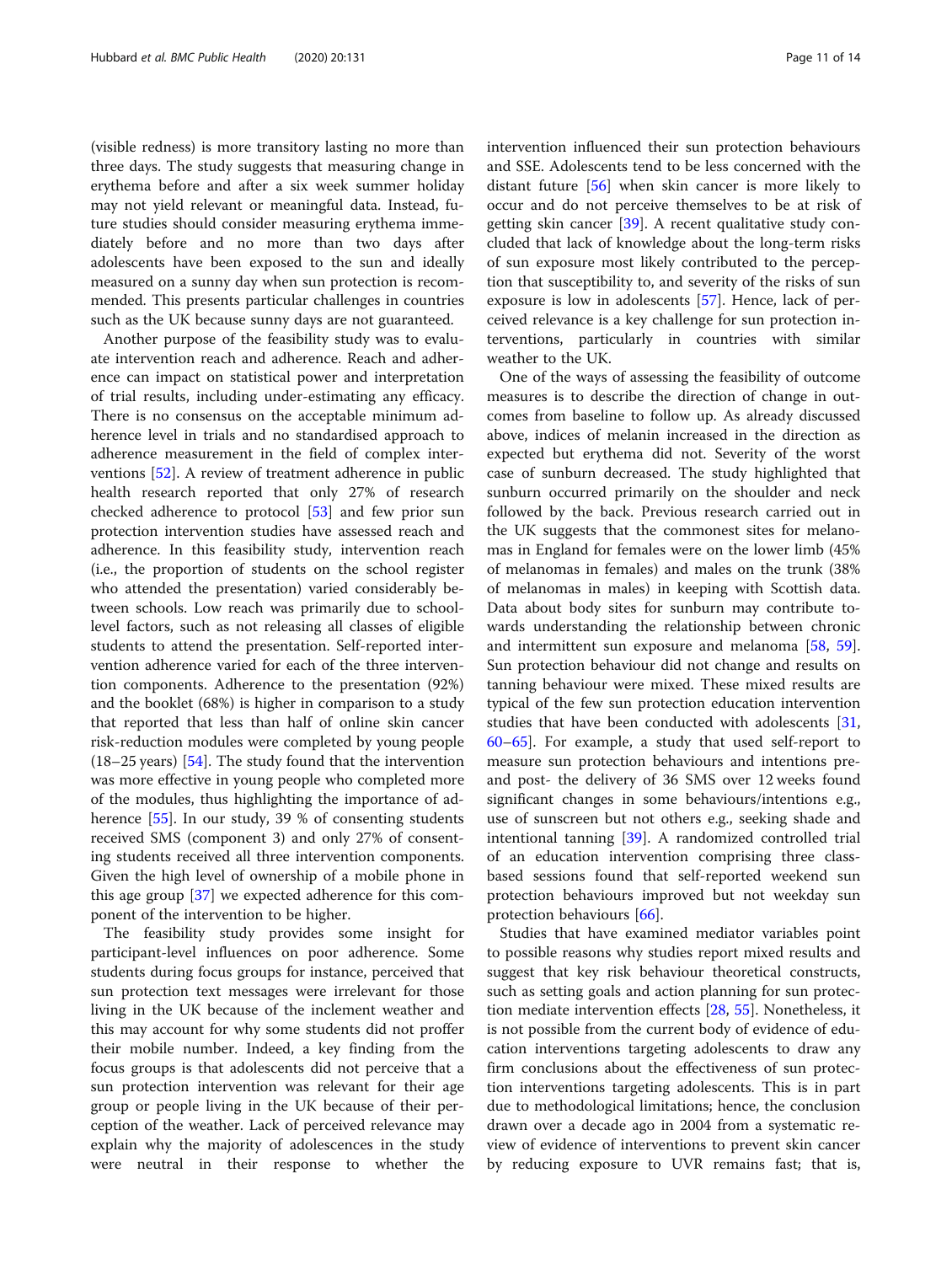(visible redness) is more transitory lasting no more than three days. The study suggests that measuring change in erythema before and after a six week summer holiday may not yield relevant or meaningful data. Instead, future studies should consider measuring erythema immediately before and no more than two days after adolescents have been exposed to the sun and ideally measured on a sunny day when sun protection is recommended. This presents particular challenges in countries such as the UK because sunny days are not guaranteed.

Another purpose of the feasibility study was to evaluate intervention reach and adherence. Reach and adherence can impact on statistical power and interpretation of trial results, including under-estimating any efficacy. There is no consensus on the acceptable minimum adherence level in trials and no standardised approach to adherence measurement in the field of complex interventions [52]. A review of treatment adherence in public health research reported that only 27% of research checked adherence to protocol [53] and few prior sun protection intervention studies have assessed reach and adherence. In this feasibility study, intervention reach (i.e., the proportion of students on the school register who attended the presentation) varied considerably between schools. Low reach was primarily due to school-level factors, such as not releasing all classes of eligible students to attend the presentation. Self-reported intervention adherence varied for each of the three intervention components. Adherence to the presentation (92%) and the booklet (68%) is higher in comparison to a study that reported that less than half of online skin cancer risk-reduction modules were completed by young people (18–25 years) [54]. The study found that the intervention was more effective in young people who completed more of the modules, thus highlighting the importance of adherence [55]. In our study, 39 % of consenting students received SMS (component 3) and only 27% of consenting students received all three intervention components. Given the high level of ownership of a mobile phone in this age group [37] we expected adherence for this component of the intervention to be higher.

The feasibility study provides some insight for participant-level influences on poor adherence. Some students during focus groups for instance, perceived that sun protection text messages were irrelevant for those living in the UK because of the inclement weather and this may account for why some students did not proffer their mobile number. Indeed, a key finding from the focus groups is that adolescents did not perceive that a sun protection intervention was relevant for their age group or people living in the UK because of their perception of the weather. Lack of perceived relevance may explain why the majority of adolescences in the study were neutral in their response to whether the intervention influenced their sun protection behaviours and SSE. Adolescents tend to be less concerned with the distant future [56] when skin cancer is more likely to occur and do not perceive themselves to be at risk of getting skin cancer [39]. A recent qualitative study concluded that lack of knowledge about the long-term risks of sun exposure most likely contributed to the perception that susceptibility to, and severity of the risks of sun exposure is low in adolescents [57]. Hence, lack of perceived relevance is a key challenge for sun protection interventions, particularly in countries with similar weather to the UK.

One of the ways of assessing the feasibility of outcome measures is to describe the direction of change in outcomes from baseline to follow up. As already discussed above, indices of melanin increased in the direction as expected but erythema did not. Severity of the worst case of sunburn decreased. The study highlighted that sunburn occurred primarily on the shoulder and neck followed by the back. Previous research carried out in the UK suggests that the commonest sites for melanomas in England for females were on the lower limb (45% of melanomas in females) and males on the trunk (38% of melanomas in males) in keeping with Scottish data. Data about body sites for sunburn may contribute towards understanding the relationship between chronic and intermittent sun exposure and melanoma [58, 59]. Sun protection behaviour did not change and results on tanning behaviour were mixed. These mixed results are typical of the few sun protection education intervention studies that have been conducted with adolescents [31, 60–65]. For example, a study that used self-report to measure sun protection behaviours and intentions pre- and post- the delivery of 36 SMS over 12 weeks found significant changes in some behaviours/intentions e.g., use of sunscreen but not others e.g., seeking shade and intentional tanning [39]. A randomized controlled trial of an education intervention comprising three class-based sessions found that self-reported weekend sun protection behaviours improved but not weekday sun protection behaviours [66].

Studies that have examined mediator variables point to possible reasons why studies report mixed results and suggest that key risk behaviour theoretical constructs, such as setting goals and action planning for sun protection mediate intervention effects [28, 55]. Nonetheless, it is not possible from the current body of evidence of education interventions targeting adolescents to draw any firm conclusions about the effectiveness of sun protection interventions targeting adolescents. This is in part due to methodological limitations; hence, the conclusion drawn over a decade ago in 2004 from a systematic review of evidence of interventions to prevent skin cancer by reducing exposure to UVR remains fast; that is,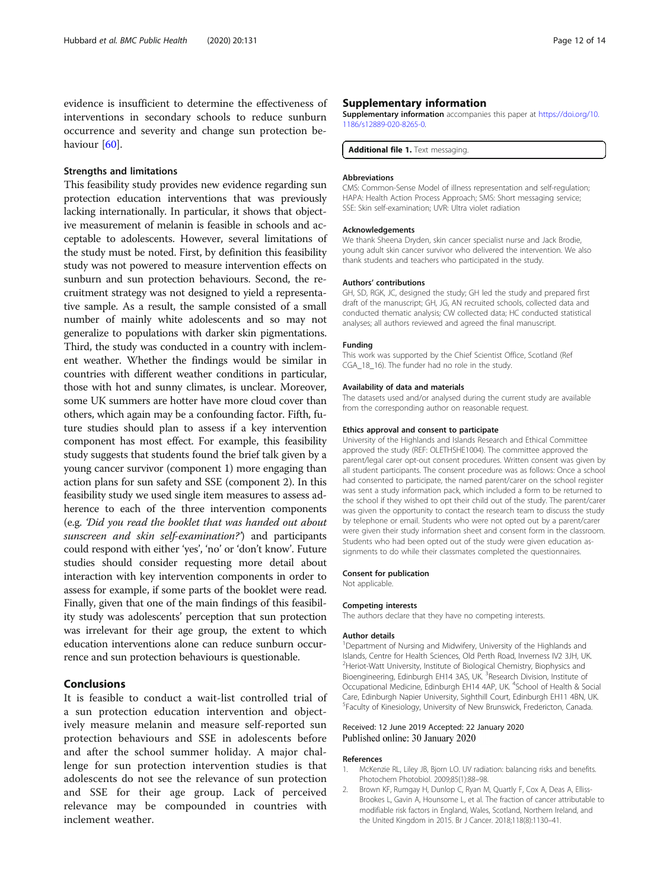evidence is insufficient to determine the effectiveness of interventions in secondary schools to reduce sunburn occurrence and severity and change sun protection behaviour [60].

### Strengths and limitations

This feasibility study provides new evidence regarding sun protection education interventions that was previously lacking internationally. In particular, it shows that objective measurement of melanin is feasible in schools and acceptable to adolescents. However, several limitations of the study must be noted. First, by definition this feasibility study was not powered to measure intervention effects on sunburn and sun protection behaviours. Second, the recruitment strategy was not designed to yield a representative sample. As a result, the sample consisted of a small number of mainly white adolescents and so may not generalize to populations with darker skin pigmentations. Third, the study was conducted in a country with inclement weather. Whether the findings would be similar in countries with different weather conditions in particular, those with hot and sunny climates, is unclear. Moreover, some UK summers are hotter have more cloud cover than others, which again may be a confounding factor. Fifth, future studies should plan to assess if a key intervention component has most effect. For example, this feasibility study suggests that students found the brief talk given by a young cancer survivor (component 1) more engaging than action plans for sun safety and SSE (component 2). In this feasibility study we used single item measures to assess adherence to each of the three intervention components (e.g. *'Did you read the booklet that was handed out about sunscreen and skin self-examination?'*) and participants could respond with either 'yes', 'no' or 'don't know'. Future studies should consider requesting more detail about interaction with key intervention components in order to assess for example, if some parts of the booklet were read. Finally, given that one of the main findings of this feasibility study was adolescents' perception that sun protection was irrelevant for their age group, the extent to which education interventions alone can reduce sunburn occurrence and sun protection behaviours is questionable.

## Conclusions

It is feasible to conduct a wait-list controlled trial of a sun protection education intervention and objectively measure melanin and measure self-reported sun protection behaviours and SSE in adolescents before and after the school summer holiday. A major challenge for sun protection intervention studies is that adolescents do not see the relevance of sun protection and SSE for their age group. Lack of perceived relevance may be compounded in countries with inclement weather.

## Supplementary information

**Supplementary information** accompanies this paper at https://doi.org/10.1186/s12889-020-8265-0.

**Additional file 1.** Text messaging.

#### Abbreviations

CMS: Common-Sense Model of illness representation and self-regulation; HAPA: Health Action Process Approach; SMS: Short messaging service; SSE: Skin self-examination; UVR: Ultra violet radiation

#### Acknowledgements

We thank Sheena Dryden, skin cancer specialist nurse and Jack Brodie, young adult skin cancer survivor who delivered the intervention. We also thank students and teachers who participated in the study.

#### Authors' contributions

GH, SD, RGK, JC, designed the study; GH led the study and prepared first draft of the manuscript; GH, JG, AN recruited schools, collected data and conducted thematic analysis; CW collected data; HC conducted statistical analyses; all authors reviewed and agreed the final manuscript.

#### Funding

This work was supported by the Chief Scientist Office, Scotland (Ref CGA_18_16). The funder had no role in the study.

#### Availability of data and materials

The datasets used and/or analysed during the current study are available from the corresponding author on reasonable request.

#### Ethics approval and consent to participate

University of the Highlands and Islands Research and Ethical Committee approved the study (REF: OLETHSHE1004). The committee approved the parent/legal carer opt-out consent procedures. Written consent was given by all student participants. The consent procedure was as follows: Once a school had consented to participate, the named parent/carer on the school register was sent a study information pack, which included a form to be returned to the school if they wished to opt their child out of the study. The parent/carer was given the opportunity to contact the research team to discuss the study by telephone or email. Students who were not opted out by a parent/carer were given their study information sheet and consent form in the classroom. Students who had been opted out of the study were given education assignments to do while their classmates completed the questionnaires.

#### Consent for publication

Not applicable.

#### Competing interests

The authors declare that they have no competing interests.

#### Author details

[1]Department of Nursing and Midwifery, University of the Highlands and Islands, Centre for Health Sciences, Old Perth Road, Inverness IV2 3JH, UK. [2]Heriot-Watt University, Institute of Biological Chemistry, Biophysics and Bioengineering, Edinburgh EH14 3AS, UK. [3]Research Division, Institute of Occupational Medicine, Edinburgh EH14 4AP, UK. [4]School of Health & Social Care, Edinburgh Napier University, Sighthill Court, Edinburgh EH11 4BN, UK. [5]Faculty of Kinesiology, University of New Brunswick, Fredericton, Canada.

Received: 12 June 2019 Accepted: 22 January 2020
Published online: 30 January 2020

#### References

1. McKenzie RL, Liley JB, Bjorn LO. UV radiation: balancing risks and benefits. Photochem Photobiol. 2009;85(1):88–98.
2. Brown KF, Rumgay H, Dunlop C, Ryan M, Quartly F, Cox A, Deas A, Elliss-Brookes L, Gavin A, Hounsome L, et al. The fraction of cancer attributable to modifiable risk factors in England, Wales, Scotland, Northern Ireland, and the United Kingdom in 2015. Br J Cancer. 2018;118(8):1130–41.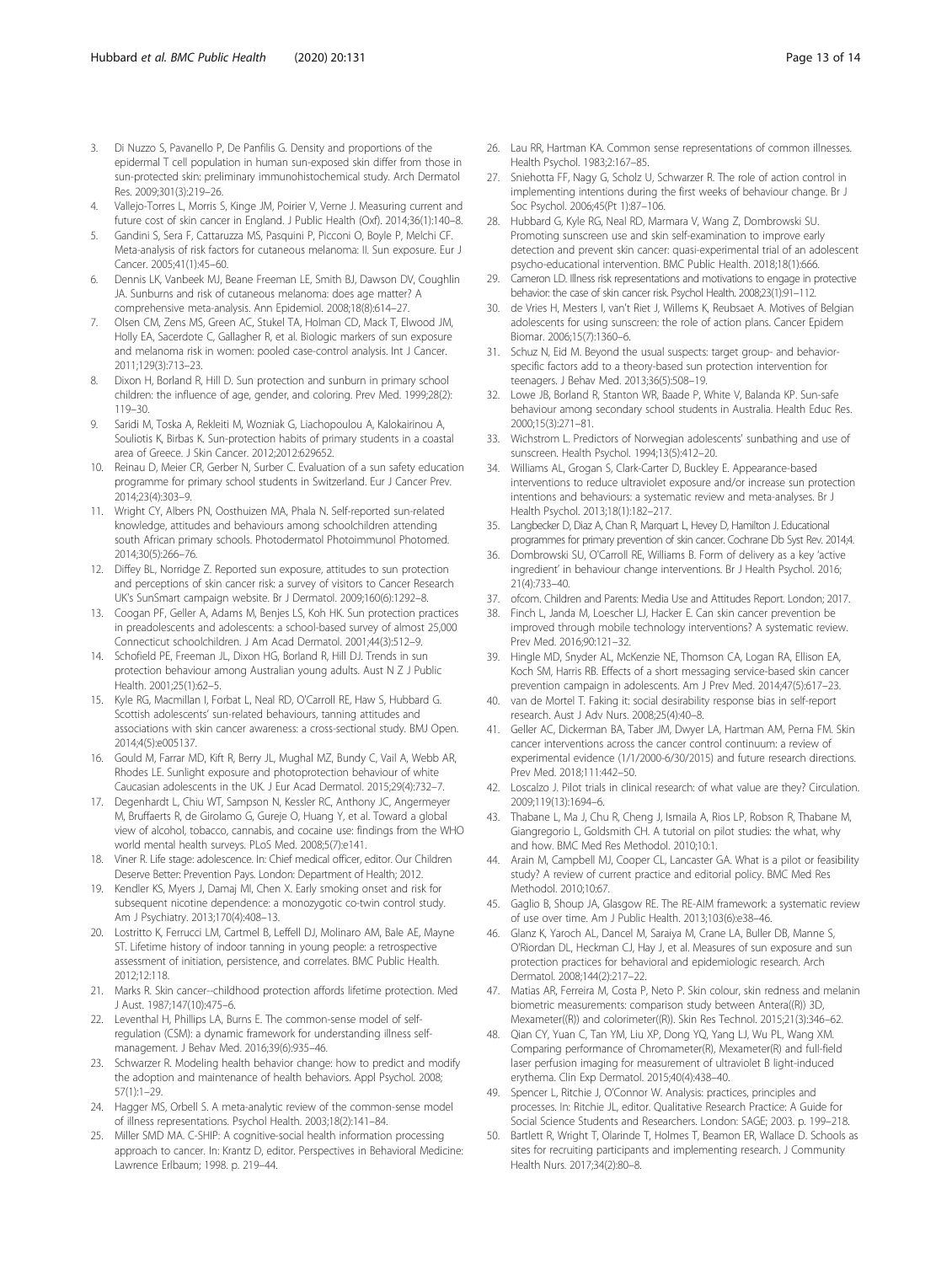3. Di Nuzzo S, Pavanello P, De Panfilis G. Density and proportions of the epidermal T cell population in human sun-exposed skin differ from those in sun-protected skin: preliminary immunohistochemical study. Arch Dermatol Res. 2009;301(3):219–26.
4. Vallejo-Torres L, Morris S, Kinge JM, Poirier V, Verne J. Measuring current and future cost of skin cancer in England. J Public Health (Oxf). 2014;36(1):140–8.
5. Gandini S, Sera F, Cattaruzza MS, Pasquini P, Picconi O, Boyle P, Melchi CF. Meta-analysis of risk factors for cutaneous melanoma: II. Sun exposure. Eur J Cancer. 2005;41(1):45–60.
6. Dennis LK, Vanbeek MJ, Beane Freeman LE, Smith BJ, Dawson DV, Coughlin JA. Sunburns and risk of cutaneous melanoma: does age matter? A comprehensive meta-analysis. Ann Epidemiol. 2008;18(8):614–27.
7. Olsen CM, Zens MS, Green AC, Stukel TA, Holman CD, Mack T, Elwood JM, Holly EA, Sacerdote C, Gallagher R, et al. Biologic markers of sun exposure and melanoma risk in women: pooled case-control analysis. Int J Cancer. 2011;129(3):713–23.
8. Dixon H, Borland R, Hill D. Sun protection and sunburn in primary school children: the influence of age, gender, and coloring. Prev Med. 1999;28(2): 119–30.
9. Saridi M, Toska A, Rekleiti M, Wozniak G, Liachopoulou A, Kalokairinou A, Souliotis K, Birbas K. Sun-protection habits of primary students in a coastal area of Greece. J Skin Cancer. 2012;2012:629652.
10. Reinau D, Meier CR, Gerber N, Surber C. Evaluation of a sun safety education programme for primary school students in Switzerland. Eur J Cancer Prev. 2014;23(4):303–9.
11. Wright CY, Albers PN, Oosthuizen MA, Phala N. Self-reported sun-related knowledge, attitudes and behaviours among schoolchildren attending south African primary schools. Photodermatol Photoimmunol Photomed. 2014;30(5):266–76.
12. Diffey BL, Norridge Z. Reported sun exposure, attitudes to sun protection and perceptions of skin cancer risk: a survey of visitors to Cancer Research UK's SunSmart campaign website. Br J Dermatol. 2009;160(6):1292–8.
13. Coogan PF, Geller A, Adams M, Benjes LS, Koh HK. Sun protection practices in preadolescents and adolescents: a school-based survey of almost 25,000 Connecticut schoolchildren. J Am Acad Dermatol. 2001;44(3):512–9.
14. Schofield PE, Freeman JL, Dixon HG, Borland R, Hill DJ. Trends in sun protection behaviour among Australian young adults. Aust N Z J Public Health. 2001;25(1):62–5.
15. Kyle RG, Macmillan I, Forbat L, Neal RD, O'Carroll RE, Haw S, Hubbard G. Scottish adolescents' sun-related behaviours, tanning attitudes and associations with skin cancer awareness: a cross-sectional study. BMJ Open. 2014;4(5):e005137.
16. Gould M, Farrar MD, Kift R, Berry JL, Mughal MZ, Bundy C, Vail A, Webb AR, Rhodes LE. Sunlight exposure and photoprotection behaviour of white Caucasian adolescents in the UK. J Eur Acad Dermatol. 2015;29(4):732–7.
17. Degenhardt L, Chiu WT, Sampson N, Kessler RC, Anthony JC, Angermeyer M, Bruffaerts R, de Girolamo G, Gureje O, Huang Y, et al. Toward a global view of alcohol, tobacco, cannabis, and cocaine use: findings from the WHO world mental health surveys. PLoS Med. 2008;5(7):e141.
18. Viner R. Life stage: adolescence. In: Chief medical officer, editor. Our Children Deserve Better: Prevention Pays. London: Department of Health; 2012.
19. Kendler KS, Myers J, Damaj MI, Chen X. Early smoking onset and risk for subsequent nicotine dependence: a monozygotic co-twin control study. Am J Psychiatry. 2013;170(4):408–13.
20. Lostritto K, Ferrucci LM, Cartmel B, Leffell DJ, Molinaro AM, Bale AE, Mayne ST. Lifetime history of indoor tanning in young people: a retrospective assessment of initiation, persistence, and correlates. BMC Public Health. 2012;12:118.
21. Marks R. Skin cancer--childhood protection affords lifetime protection. Med J Aust. 1987;147(10):475–6.
22. Leventhal H, Phillips LA, Burns E. The common-sense model of self-regulation (CSM): a dynamic framework for understanding illness self-management. J Behav Med. 2016;39(6):935–46.
23. Schwarzer R. Modeling health behavior change: how to predict and modify the adoption and maintenance of health behaviors. Appl Psychol. 2008; 57(1):1–29.
24. Hagger MS, Orbell S. A meta-analytic review of the common-sense model of illness representations. Psychol Health. 2003;18(2):141–84.
25. Miller SMD MA. C-SHIP: A cognitive-social health information processing approach to cancer. In: Krantz D, editor. Perspectives in Behavioral Medicine: Lawrence Erlbaum; 1998. p. 219–44.
26. Lau RR, Hartman KA. Common sense representations of common illnesses. Health Psychol. 1983;2:167–85.
27. Sniehotta FF, Nagy G, Scholz U, Schwarzer R. The role of action control in implementing intentions during the first weeks of behaviour change. Br J Soc Psychol. 2006;45(Pt 1):87–106.
28. Hubbard G, Kyle RG, Neal RD, Marmara V, Wang Z, Dombrowski SU. Promoting sunscreen use and skin self-examination to improve early detection and prevent skin cancer: quasi-experimental trial of an adolescent psycho-educational intervention. BMC Public Health. 2018;18(1):666.
29. Cameron LD. Illness risk representations and motivations to engage in protective behavior: the case of skin cancer risk. Psychol Health. 2008;23(1):91–112.
30. de Vries H, Mesters I, van't Riet J, Willems K, Reubsaet A. Motives of Belgian adolescents for using sunscreen: the role of action plans. Cancer Epidem Biomar. 2006;15(7):1360–6.
31. Schuz N, Eid M. Beyond the usual suspects: target group- and behavior-specific factors add to a theory-based sun protection intervention for teenagers. J Behav Med. 2013;36(5):508–19.
32. Lowe JB, Borland R, Stanton WR, Baade P, White V, Balanda KP. Sun-safe behaviour among secondary school students in Australia. Health Educ Res. 2000;15(3):271–81.
33. Wichstrom L. Predictors of Norwegian adolescents' sunbathing and use of sunscreen. Health Psychol. 1994;13(5):412–20.
34. Williams AL, Grogan S, Clark-Carter D, Buckley E. Appearance-based interventions to reduce ultraviolet exposure and/or increase sun protection intentions and behaviours: a systematic review and meta-analyses. Br J Health Psychol. 2013;18(1):182–217.
35. Langbecker D, Diaz A, Chan R, Marquart L, Hevey D, Hamilton J. Educational programmes for primary prevention of skin cancer. Cochrane Db Syst Rev. 2014;4.
36. Dombrowski SU, O'Carroll RE, Williams B. Form of delivery as a key 'active ingredient' in behaviour change interventions. Br J Health Psychol. 2016; 21(4):733–40.
37. ofcom. Children and Parents: Media Use and Attitudes Report. London; 2017.
38. Finch L, Janda M, Loescher LJ, Hacker E. Can skin cancer prevention be improved through mobile technology interventions? A systematic review. Prev Med. 2016;90:121–32.
39. Hingle MD, Snyder AL, McKenzie NE, Thomson CA, Logan RA, Ellison EA, Koch SM, Harris RB. Effects of a short messaging service-based skin cancer prevention campaign in adolescents. Am J Prev Med. 2014;47(5):617–23.
40. van de Mortel T. Faking it: social desirability response bias in self-report research. Aust J Adv Nurs. 2008;25(4):40–8.
41. Geller AC, Dickerman BA, Taber JM, Dwyer LA, Hartman AM, Perna FM. Skin cancer interventions across the cancer control continuum: a review of experimental evidence (1/1/2000-6/30/2015) and future research directions. Prev Med. 2018;111:442–50.
42. Loscalzo J. Pilot trials in clinical research: of what value are they? Circulation. 2009;119(13):1694–6.
43. Thabane L, Ma J, Chu R, Cheng J, Ismaila A, Rios LP, Robson R, Thabane M, Giangregorio L, Goldsmith CH. A tutorial on pilot studies: the what, why and how. BMC Med Res Methodol. 2010;10:1.
44. Arain M, Campbell MJ, Cooper CL, Lancaster GA. What is a pilot or feasibility study? A review of current practice and editorial policy. BMC Med Res Methodol. 2010;10:67.
45. Gaglio B, Shoup JA, Glasgow RE. The RE-AIM framework: a systematic review of use over time. Am J Public Health. 2013;103(6):e38–46.
46. Glanz K, Yaroch AL, Dancel M, Saraiya M, Crane LA, Buller DB, Manne S, O'Riordan DL, Heckman CJ, Hay J, et al. Measures of sun exposure and sun protection practices for behavioral and epidemiologic research. Arch Dermatol. 2008;144(2):217–22.
47. Matias AR, Ferreira M, Costa P, Neto P. Skin colour, skin redness and melanin biometric measurements: comparison study between Antera((R)) 3D, Mexameter((R)) and colorimeter((R)). Skin Res Technol. 2015;21(3):346–62.
48. Qian CY, Yuan C, Tan YM, Liu XP, Dong YQ, Yang LJ, Wu PL, Wang XM. Comparing performance of Chromameter(R), Mexameter(R) and full-field laser perfusion imaging for measurement of ultraviolet B light-induced erythema. Clin Exp Dermatol. 2015;40(4):438–40.
49. Spencer L, Ritchie J, O'Connor W. Analysis: practices, principles and processes. In: Ritchie JL, editor. Qualitative Research Practice: A Guide for Social Science Students and Researchers. London: SAGE; 2003. p. 199–218.
50. Bartlett R, Wright T, Olarinde T, Holmes T, Beamon ER, Wallace D. Schools as sites for recruiting participants and implementing research. J Community Health Nurs. 2017;34(2):80–8.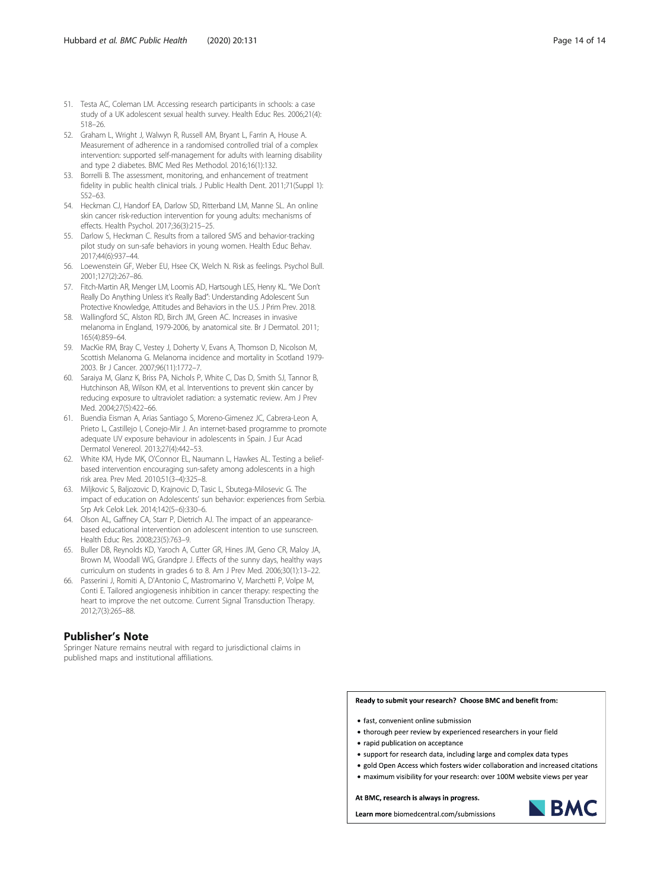51. Testa AC, Coleman LM. Accessing research participants in schools: a case study of a UK adolescent sexual health survey. Health Educ Res. 2006;21(4): 518–26.
52. Graham L, Wright J, Walwyn R, Russell AM, Bryant L, Farrin A, House A. Measurement of adherence in a randomised controlled trial of a complex intervention: supported self-management for adults with learning disability and type 2 diabetes. BMC Med Res Methodol. 2016;16(1):132.
53. Borrelli B. The assessment, monitoring, and enhancement of treatment fidelity in public health clinical trials. J Public Health Dent. 2011;71(Suppl 1): S52–63.
54. Heckman CJ, Handorf EA, Darlow SD, Ritterband LM, Manne SL. An online skin cancer risk-reduction intervention for young adults: mechanisms of effects. Health Psychol. 2017;36(3):215–25.
55. Darlow S, Heckman C. Results from a tailored SMS and behavior-tracking pilot study on sun-safe behaviors in young women. Health Educ Behav. 2017;44(6):937–44.
56. Loewenstein GF, Weber EU, Hsee CK, Welch N. Risk as feelings. Psychol Bull. 2001;127(2):267–86.
57. Fitch-Martin AR, Menger LM, Loomis AD, Hartsough LES, Henry KL. "We Don't Really Do Anything Unless it's Really Bad": Understanding Adolescent Sun Protective Knowledge, Attitudes and Behaviors in the U.S. J Prim Prev. 2018.
58. Wallingford SC, Alston RD, Birch JM, Green AC. Increases in invasive melanoma in England, 1979-2006, by anatomical site. Br J Dermatol. 2011; 165(4):859–64.
59. MacKie RM, Bray C, Vestey J, Doherty V, Evans A, Thomson D, Nicolson M, Scottish Melanoma G. Melanoma incidence and mortality in Scotland 1979-2003. Br J Cancer. 2007;96(11):1772–7.
60. Saraiya M, Glanz K, Briss PA, Nichols P, White C, Das D, Smith SJ, Tannor B, Hutchinson AB, Wilson KM, et al. Interventions to prevent skin cancer by reducing exposure to ultraviolet radiation: a systematic review. Am J Prev Med. 2004;27(5):422–66.
61. Buendia Eisman A, Arias Santiago S, Moreno-Gimenez JC, Cabrera-Leon A, Prieto L, Castillejo I, Conejo-Mir J. An internet-based programme to promote adequate UV exposure behaviour in adolescents in Spain. J Eur Acad Dermatol Venereol. 2013;27(4):442–53.
62. White KM, Hyde MK, O'Connor EL, Naumann L, Hawkes AL. Testing a belief-based intervention encouraging sun-safety among adolescents in a high risk area. Prev Med. 2010;51(3–4):325–8.
63. Miljkovic S, Baljozovic D, Krajnovic D, Tasic L, Sbutega-Milosevic G. The impact of education on Adolescents' sun behavior: experiences from Serbia. Srp Ark Celok Lek. 2014;142(5–6):330–6.
64. Olson AL, Gaffney CA, Starr P, Dietrich AJ. The impact of an appearance-based educational intervention on adolescent intention to use sunscreen. Health Educ Res. 2008;23(5):763–9.
65. Buller DB, Reynolds KD, Yaroch A, Cutter GR, Hines JM, Geno CR, Maloy JA, Brown M, Woodall WG, Grandpre J. Effects of the sunny days, healthy ways curriculum on students in grades 6 to 8. Am J Prev Med. 2006;30(1):13–22.
66. Passerini J, Romiti A, D'Antonio C, Mastromarino V, Marchetti P, Volpe M, Conti E. Tailored angiogenesis inhibition in cancer therapy: respecting the heart to improve the net outcome. Current Signal Transduction Therapy. 2012;7(3):265–88.

## Publisher's Note

Springer Nature remains neutral with regard to jurisdictional claims in published maps and institutional affiliations.

**Ready to submit your research? Choose BMC and benefit from:**

- fast, convenient online submission
- thorough peer review by experienced researchers in your field
- rapid publication on acceptance
- support for research data, including large and complex data types
- gold Open Access which fosters wider collaboration and increased citations
- maximum visibility for your research: over 100M website views per year

**At BMC, research is always in progress.**

**Learn more** biomedcentral.com/submissions

BMC